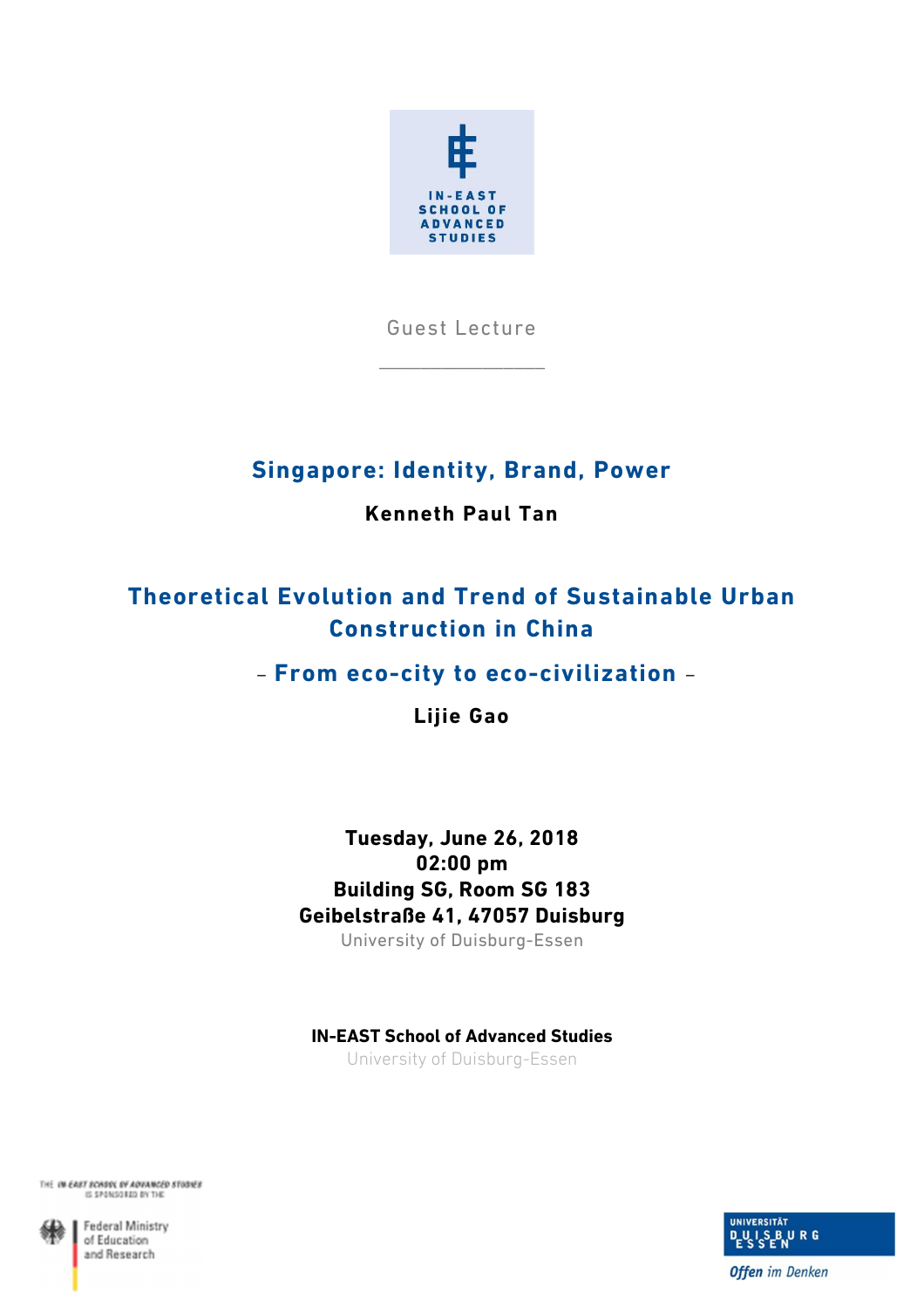IN-EAST SCHOOL OF ADVANCED STUDIES

Guest Lecture

## Singapore: Identity, Brand, Power

**Kenneth Paul Tan**

## Theoretical Evolution and Trend of Sustainable Urban Construction in China

### – From eco-city to eco-civilization –

**Lijie Gao**

**Tuesday, June 26, 2018**
**02:00 pm**
**Building SG, Room SG 183**
**Geibelstraße 41, 47057 Duisburg**
University of Duisburg-Essen

**IN-EAST School of Advanced Studies**
University of Duisburg-Essen

THE IN-EAST SCHOOL OF ADVANCED STUDIES IS SPONSORED BY THE

Federal Ministry of Education and Research

UNIVERSITÄT DUISBURG ESSEN

Offen im Denken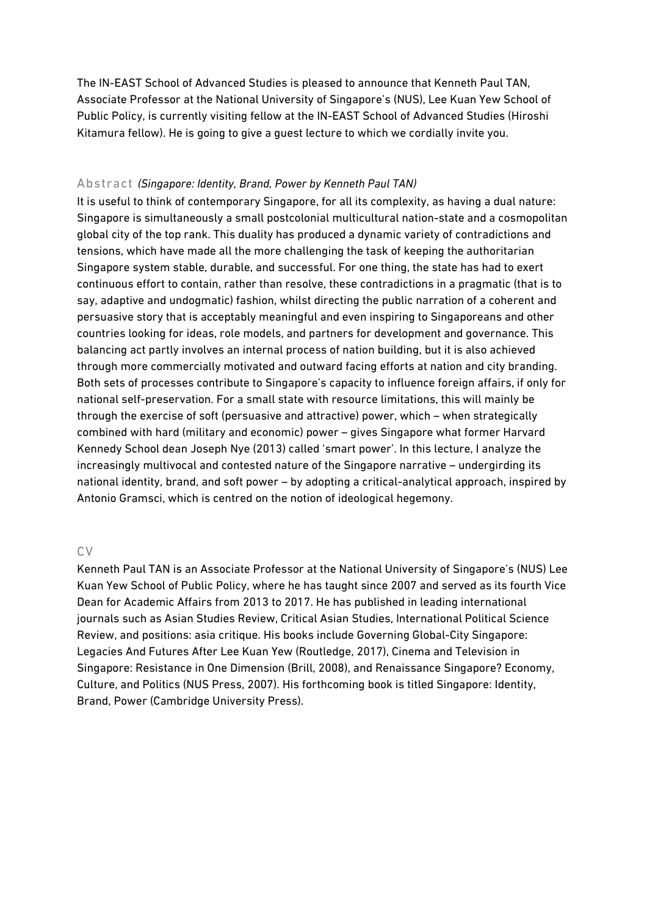The IN-EAST School of Advanced Studies is pleased to announce that Kenneth Paul TAN, Associate Professor at the National University of Singapore's (NUS), Lee Kuan Yew School of Public Policy, is currently visiting fellow at the IN-EAST School of Advanced Studies (Hiroshi Kitamura fellow). He is going to give a guest lecture to which we cordially invite you.

## Abstract *(Singapore: Identity, Brand, Power by Kenneth Paul TAN)*

It is useful to think of contemporary Singapore, for all its complexity, as having a dual nature: Singapore is simultaneously a small postcolonial multicultural nation-state and a cosmopolitan global city of the top rank. This duality has produced a dynamic variety of contradictions and tensions, which have made all the more challenging the task of keeping the authoritarian Singapore system stable, durable, and successful. For one thing, the state has had to exert continuous effort to contain, rather than resolve, these contradictions in a pragmatic (that is to say, adaptive and undogmatic) fashion, whilst directing the public narration of a coherent and persuasive story that is acceptably meaningful and even inspiring to Singaporeans and other countries looking for ideas, role models, and partners for development and governance. This balancing act partly involves an internal process of nation building, but it is also achieved through more commercially motivated and outward facing efforts at nation and city branding. Both sets of processes contribute to Singapore's capacity to influence foreign affairs, if only for national self-preservation. For a small state with resource limitations, this will mainly be through the exercise of soft (persuasive and attractive) power, which – when strategically combined with hard (military and economic) power – gives Singapore what former Harvard Kennedy School dean Joseph Nye (2013) called 'smart power'. In this lecture, I analyze the increasingly multivocal and contested nature of the Singapore narrative – undergirding its national identity, brand, and soft power – by adopting a critical-analytical approach, inspired by Antonio Gramsci, which is centred on the notion of ideological hegemony.

## CV

Kenneth Paul TAN is an Associate Professor at the National University of Singapore's (NUS) Lee Kuan Yew School of Public Policy, where he has taught since 2007 and served as its fourth Vice Dean for Academic Affairs from 2013 to 2017. He has published in leading international journals such as Asian Studies Review, Critical Asian Studies, International Political Science Review, and positions: asia critique. His books include Governing Global-City Singapore: Legacies And Futures After Lee Kuan Yew (Routledge, 2017), Cinema and Television in Singapore: Resistance in One Dimension (Brill, 2008), and Renaissance Singapore? Economy, Culture, and Politics (NUS Press, 2007). His forthcoming book is titled Singapore: Identity, Brand, Power (Cambridge University Press).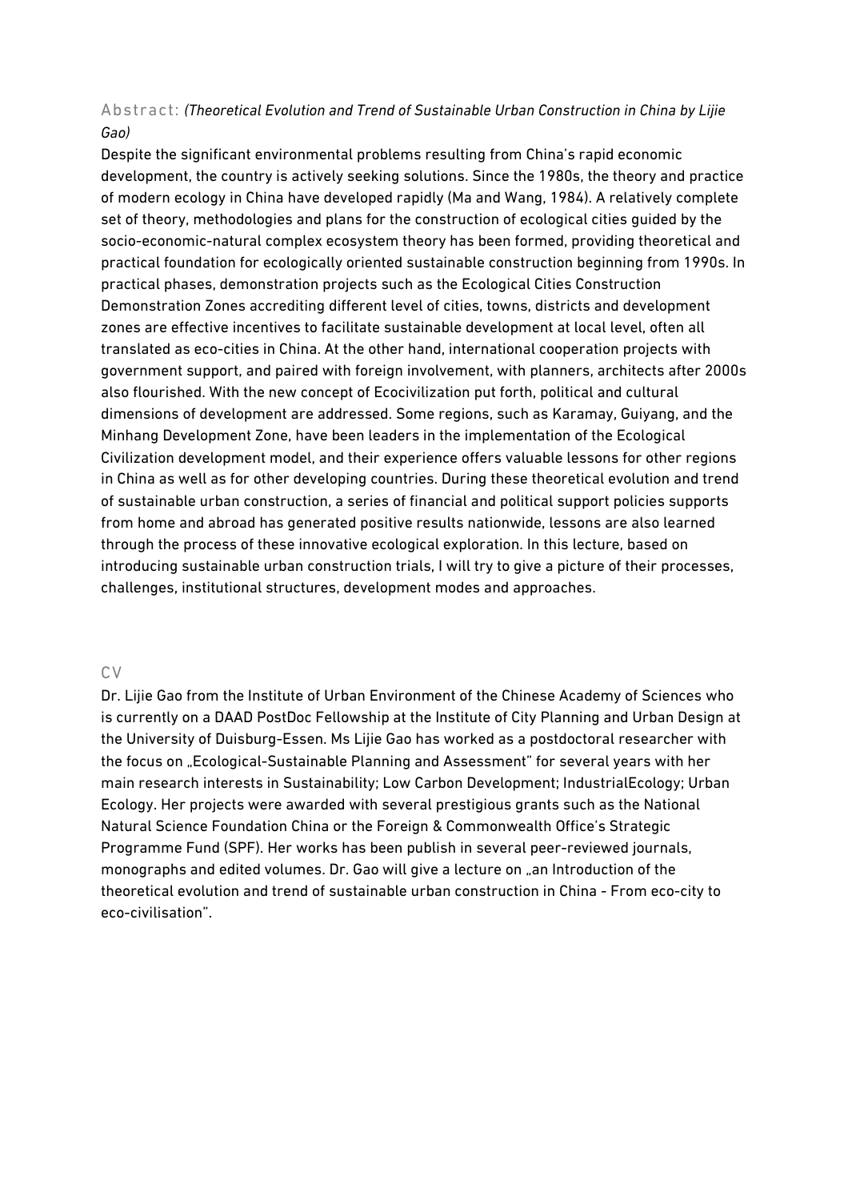Abstract: *(Theoretical Evolution and Trend of Sustainable Urban Construction in China by Lijie Gao)*

Despite the significant environmental problems resulting from China's rapid economic development, the country is actively seeking solutions. Since the 1980s, the theory and practice of modern ecology in China have developed rapidly (Ma and Wang, 1984). A relatively complete set of theory, methodologies and plans for the construction of ecological cities guided by the socio-economic-natural complex ecosystem theory has been formed, providing theoretical and practical foundation for ecologically oriented sustainable construction beginning from 1990s. In practical phases, demonstration projects such as the Ecological Cities Construction Demonstration Zones accrediting different level of cities, towns, districts and development zones are effective incentives to facilitate sustainable development at local level, often all translated as eco-cities in China. At the other hand, international cooperation projects with government support, and paired with foreign involvement, with planners, architects after 2000s also flourished. With the new concept of Ecocivilization put forth, political and cultural dimensions of development are addressed. Some regions, such as Karamay, Guiyang, and the Minhang Development Zone, have been leaders in the implementation of the Ecological Civilization development model, and their experience offers valuable lessons for other regions in China as well as for other developing countries. During these theoretical evolution and trend of sustainable urban construction, a series of financial and political support policies supports from home and abroad has generated positive results nationwide, lessons are also learned through the process of these innovative ecological exploration. In this lecture, based on introducing sustainable urban construction trials, I will try to give a picture of their processes, challenges, institutional structures, development modes and approaches.

CV

Dr. Lijie Gao from the Institute of Urban Environment of the Chinese Academy of Sciences who is currently on a DAAD PostDoc Fellowship at the Institute of City Planning and Urban Design at the University of Duisburg-Essen. Ms Lijie Gao has worked as a postdoctoral researcher with the focus on „Ecological-Sustainable Planning and Assessment" for several years with her main research interests in Sustainability; Low Carbon Development; IndustrialEcology; Urban Ecology. Her projects were awarded with several prestigious grants such as the National Natural Science Foundation China or the Foreign & Commonwealth Office's Strategic Programme Fund (SPF). Her works has been publish in several peer-reviewed journals, monographs and edited volumes. Dr. Gao will give a lecture on „an Introduction of the theoretical evolution and trend of sustainable urban construction in China - From eco-city to eco-civilisation".